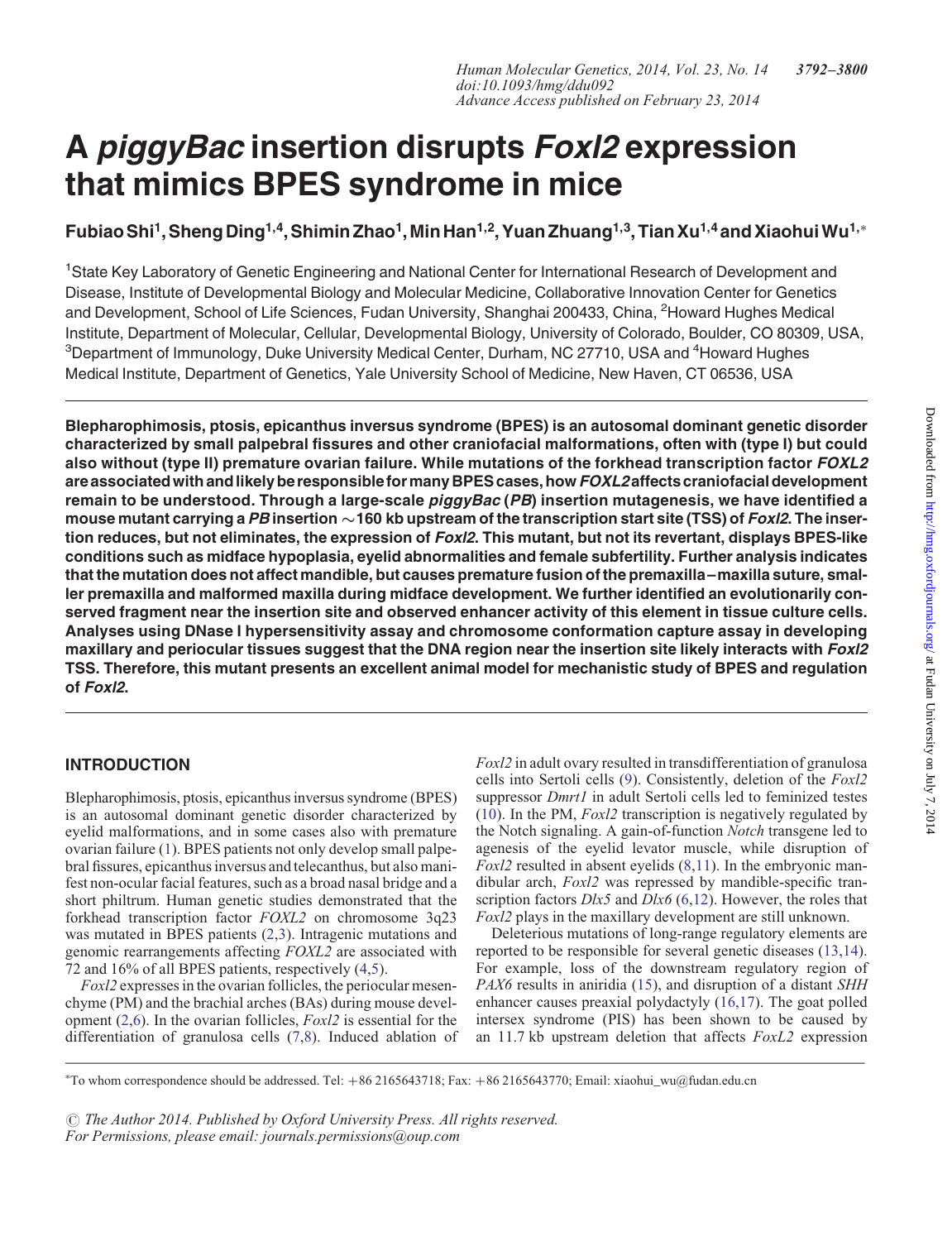# A *piggyBac* insertion disrupts *Foxl2* expression that mimics BPES syndrome in mice

**Fubiao Shi[1], Sheng Ding[1,4], Shimin Zhao[1], Min Han[1,2], Yuan Zhuang[1,3], Tian Xu[1,4] and Xiaohui Wu[1,*]**

[1]State Key Laboratory of Genetic Engineering and National Center for International Research of Development and Disease, Institute of Developmental Biology and Molecular Medicine, Collaborative Innovation Center for Genetics and Development, School of Life Sciences, Fudan University, Shanghai 200433, China, [2]Howard Hughes Medical Institute, Department of Molecular, Cellular, Developmental Biology, University of Colorado, Boulder, CO 80309, USA, [3]Department of Immunology, Duke University Medical Center, Durham, NC 27710, USA and [4]Howard Hughes Medical Institute, Department of Genetics, Yale University School of Medicine, New Haven, CT 06536, USA

**Blepharophimosis, ptosis, epicanthus inversus syndrome (BPES) is an autosomal dominant genetic disorder characterized by small palpebral fissures and other craniofacial malformations, often with (type I) but could also without (type II) premature ovarian failure. While mutations of the forkhead transcription factor *FOXL2* are associated with and likely be responsible for many BPES cases, how *FOXL2* affects craniofacial development remain to be understood. Through a large-scale *piggyBac* (*PB*) insertion mutagenesis, we have identified a mouse mutant carrying a *PB* insertion ~160 kb upstream of the transcription start site (TSS) of *Foxl2*. The insertion reduces, but not eliminates, the expression of *Foxl2*. This mutant, but not its revertant, displays BPES-like conditions such as midface hypoplasia, eyelid abnormalities and female subfertility. Further analysis indicates that the mutation does not affect mandible, but causes premature fusion of the premaxilla–maxilla suture, smaller premaxilla and malformed maxilla during midface development. We further identified an evolutionarily conserved fragment near the insertion site and observed enhancer activity of this element in tissue culture cells. Analyses using DNase I hypersensitivity assay and chromosome conformation capture assay in developing maxillary and periocular tissues suggest that the DNA region near the insertion site likely interacts with *Foxl2* TSS. Therefore, this mutant presents an excellent animal model for mechanistic study of BPES and regulation of *Foxl2*.**

## INTRODUCTION

Blepharophimosis, ptosis, epicanthus inversus syndrome (BPES) is an autosomal dominant genetic disorder characterized by eyelid malformations, and in some cases also with premature ovarian failure (1). BPES patients not only develop small palpebral fissures, epicanthus inversus and telecanthus, but also manifest non-ocular facial features, such as a broad nasal bridge and a short philtrum. Human genetic studies demonstrated that the forkhead transcription factor *FOXL2* on chromosome 3q23 was mutated in BPES patients (2,3). Intragenic mutations and genomic rearrangements affecting *FOXL2* are associated with 72 and 16% of all BPES patients, respectively (4,5).

*Foxl2* expresses in the ovarian follicles, the periocular mesenchyme (PM) and the brachial arches (BAs) during mouse development (2,6). In the ovarian follicles, *Foxl2* is essential for the differentiation of granulosa cells (7,8). Induced ablation of *Foxl2* in adult ovary resulted in transdifferentiation of granulosa cells into Sertoli cells (9). Consistently, deletion of the *Foxl2* suppressor *Dmrt1* in adult Sertoli cells led to feminized testes (10). In the PM, *Foxl2* transcription is negatively regulated by the Notch signaling. A gain-of-function *Notch* transgene led to agenesis of the eyelid levator muscle, while disruption of *Foxl2* resulted in absent eyelids (8,11). In the embryonic mandibular arch, *Foxl2* was repressed by mandible-specific transcription factors *Dlx5* and *Dlx6* (6,12). However, the roles that *Foxl2* plays in the maxillary development are still unknown.

Deleterious mutations of long-range regulatory elements are reported to be responsible for several genetic diseases (13,14). For example, loss of the downstream regulatory region of *PAX6* results in aniridia (15), and disruption of a distant *SHH* enhancer causes preaxial polydactyly (16,17). The goat polled intersex syndrome (PIS) has been shown to be caused by an 11.7 kb upstream deletion that affects *FoxL2* expression

*To whom correspondence should be addressed. Tel: +86 2165643718; Fax: +86 2165643770; Email: xiaohui_wu@fudan.edu.cn

© The Author 2014. Published by Oxford University Press. All rights reserved.
For Permissions, please email: journals.permissions@oup.com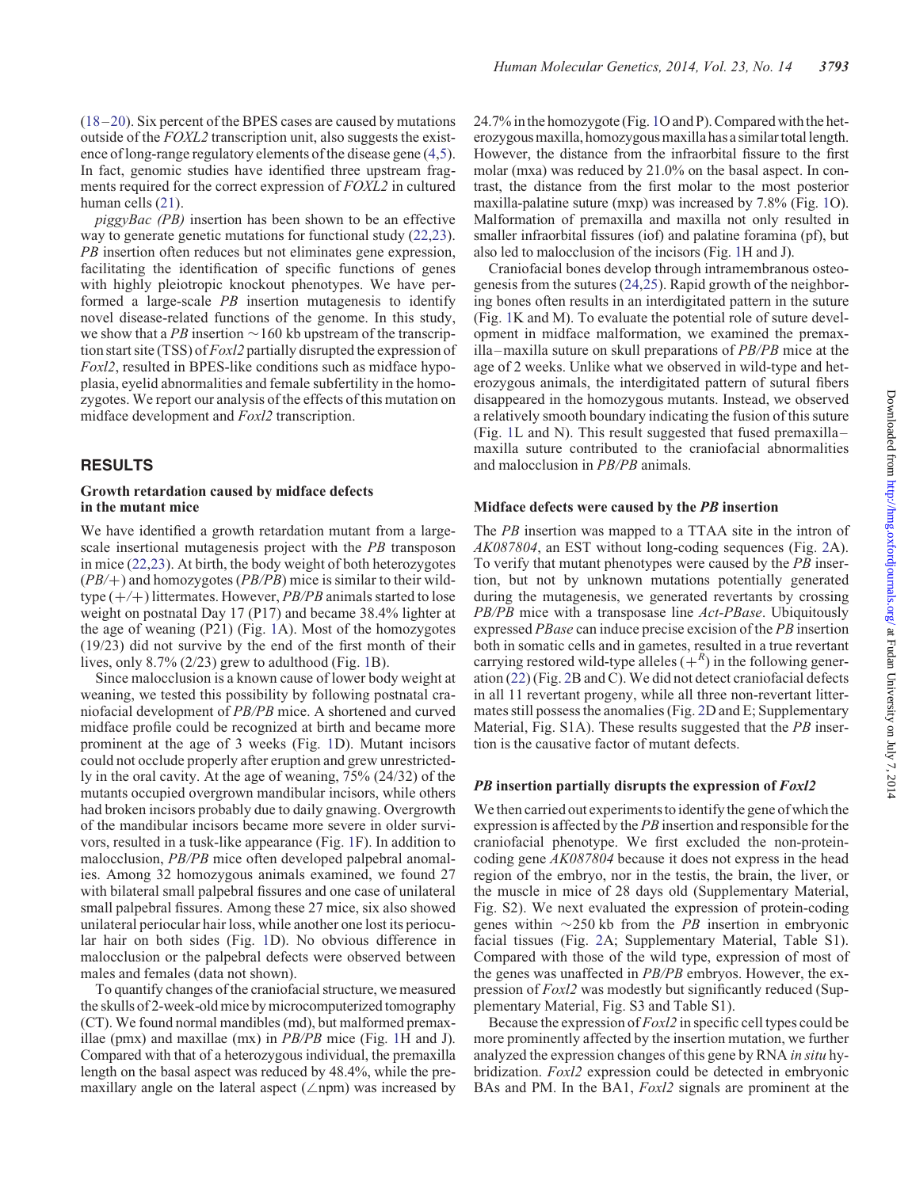(18–20). Six percent of the BPES cases are caused by mutations outside of the *FOXL2* transcription unit, also suggests the existence of long-range regulatory elements of the disease gene (4,5). In fact, genomic studies have identified three upstream fragments required for the correct expression of *FOXL2* in cultured human cells (21).

*piggyBac (PB)* insertion has been shown to be an effective way to generate genetic mutations for functional study (22,23). *PB* insertion often reduces but not eliminates gene expression, facilitating the identification of specific functions of genes with highly pleiotropic knockout phenotypes. We have performed a large-scale *PB* insertion mutagenesis to identify novel disease-related functions of the genome. In this study, we show that a *PB* insertion ~160 kb upstream of the transcription start site (TSS) of *Foxl2* partially disrupted the expression of *Foxl2*, resulted in BPES-like conditions such as midface hypoplasia, eyelid abnormalities and female subfertility in the homozygotes. We report our analysis of the effects of this mutation on midface development and *Foxl2* transcription.

## RESULTS

### Growth retardation caused by midface defects in the mutant mice

We have identified a growth retardation mutant from a large-scale insertional mutagenesis project with the *PB* transposon in mice (22,23). At birth, the body weight of both heterozygotes (*PB/+*) and homozygotes (*PB/PB*) mice is similar to their wild-type (+/+) littermates. However, *PB/PB* animals started to lose weight on postnatal Day 17 (P17) and became 38.4% lighter at the age of weaning (P21) (Fig. 1A). Most of the homozygotes (19/23) did not survive by the end of the first month of their lives, only 8.7% (2/23) grew to adulthood (Fig. 1B).

Since malocclusion is a known cause of lower body weight at weaning, we tested this possibility by following postnatal craniofacial development of *PB/PB* mice. A shortened and curved midface profile could be recognized at birth and became more prominent at the age of 3 weeks (Fig. 1D). Mutant incisors could not occlude properly after eruption and grew unrestrictedly in the oral cavity. At the age of weaning, 75% (24/32) of the mutants occupied overgrown mandibular incisors, while others had broken incisors probably due to daily gnawing. Overgrowth of the mandibular incisors became more severe in older survivors, resulted in a tusk-like appearance (Fig. 1F). In addition to malocclusion, *PB/PB* mice often developed palpebral anomalies. Among 32 homozygous animals examined, we found 27 with bilateral small palpebral fissures and one case of unilateral small palpebral fissures. Among these 27 mice, six also showed unilateral periocular hair loss, while another one lost its periocular hair on both sides (Fig. 1D). No obvious difference in malocclusion or the palpebral defects were observed between males and females (data not shown).

To quantify changes of the craniofacial structure, we measured the skulls of 2-week-old mice by microcomputerized tomography (CT). We found normal mandibles (md), but malformed premaxillae (pmx) and maxillae (mx) in *PB/PB* mice (Fig. 1H and J). Compared with that of a heterozygous individual, the premaxilla length on the basal aspect was reduced by 48.4%, while the premaxillary angle on the lateral aspect (∠npm) was increased by 24.7% in the homozygote (Fig. 1O and P). Compared with the heterozygous maxilla, homozygous maxilla has a similar total length. However, the distance from the infraorbital fissure to the first molar (mxa) was reduced by 21.0% on the basal aspect. In contrast, the distance from the first molar to the most posterior maxilla-palatine suture (mxp) was increased by 7.8% (Fig. 1O). Malformation of premaxilla and maxilla not only resulted in smaller infraorbital fissures (iof) and palatine foramina (pf), but also led to malocclusion of the incisors (Fig. 1H and J).

Craniofacial bones develop through intramembranous osteogenesis from the sutures (24,25). Rapid growth of the neighboring bones often results in an interdigitated pattern in the suture (Fig. 1K and M). To evaluate the potential role of suture development in midface malformation, we examined the premaxilla–maxilla suture on skull preparations of *PB/PB* mice at the age of 2 weeks. Unlike what we observed in wild-type and heterozygous animals, the interdigitated pattern of sutural fibers disappeared in the homozygous mutants. Instead, we observed a relatively smooth boundary indicating the fusion of this suture (Fig. 1L and N). This result suggested that fused premaxilla–maxilla suture contributed to the craniofacial abnormalities and malocclusion in *PB/PB* animals.

### Midface defects were caused by the *PB* insertion

The *PB* insertion was mapped to a TTAA site in the intron of *AK087804*, an EST without long-coding sequences (Fig. 2A). To verify that mutant phenotypes were caused by the *PB* insertion, but not by unknown mutations potentially generated during the mutagenesis, we generated revertants by crossing *PB/PB* mice with a transposase line *Act-PBase*. Ubiquitously expressed *PBase* can induce precise excision of the *PB* insertion both in somatic cells and in gametes, resulted in a true revertant carrying restored wild-type alleles ($+^R$) in the following generation (22) (Fig. 2B and C). We did not detect craniofacial defects in all 11 revertant progeny, while all three non-revertant littermates still possess the anomalies (Fig. 2D and E; Supplementary Material, Fig. S1A). These results suggested that the *PB* insertion is the causative factor of mutant defects.

### *PB* insertion partially disrupts the expression of *Foxl2*

We then carried out experiments to identify the gene of which the expression is affected by the *PB* insertion and responsible for the craniofacial phenotype. We first excluded the non-protein-coding gene *AK087804* because it does not express in the head region of the embryo, nor in the testis, the brain, the liver, or the muscle in mice of 28 days old (Supplementary Material, Fig. S2). We next evaluated the expression of protein-coding genes within ~250 kb from the *PB* insertion in embryonic facial tissues (Fig. 2A; Supplementary Material, Table S1). Compared with those of the wild type, expression of most of the genes was unaffected in *PB/PB* embryos. However, the expression of *Foxl2* was modestly but significantly reduced (Supplementary Material, Fig. S3 and Table S1).

Because the expression of *Foxl2* in specific cell types could be more prominently affected by the insertion mutation, we further analyzed the expression changes of this gene by RNA *in situ* hybridization. *Foxl2* expression could be detected in embryonic BAs and PM. In the BA1, *Foxl2* signals are prominent at the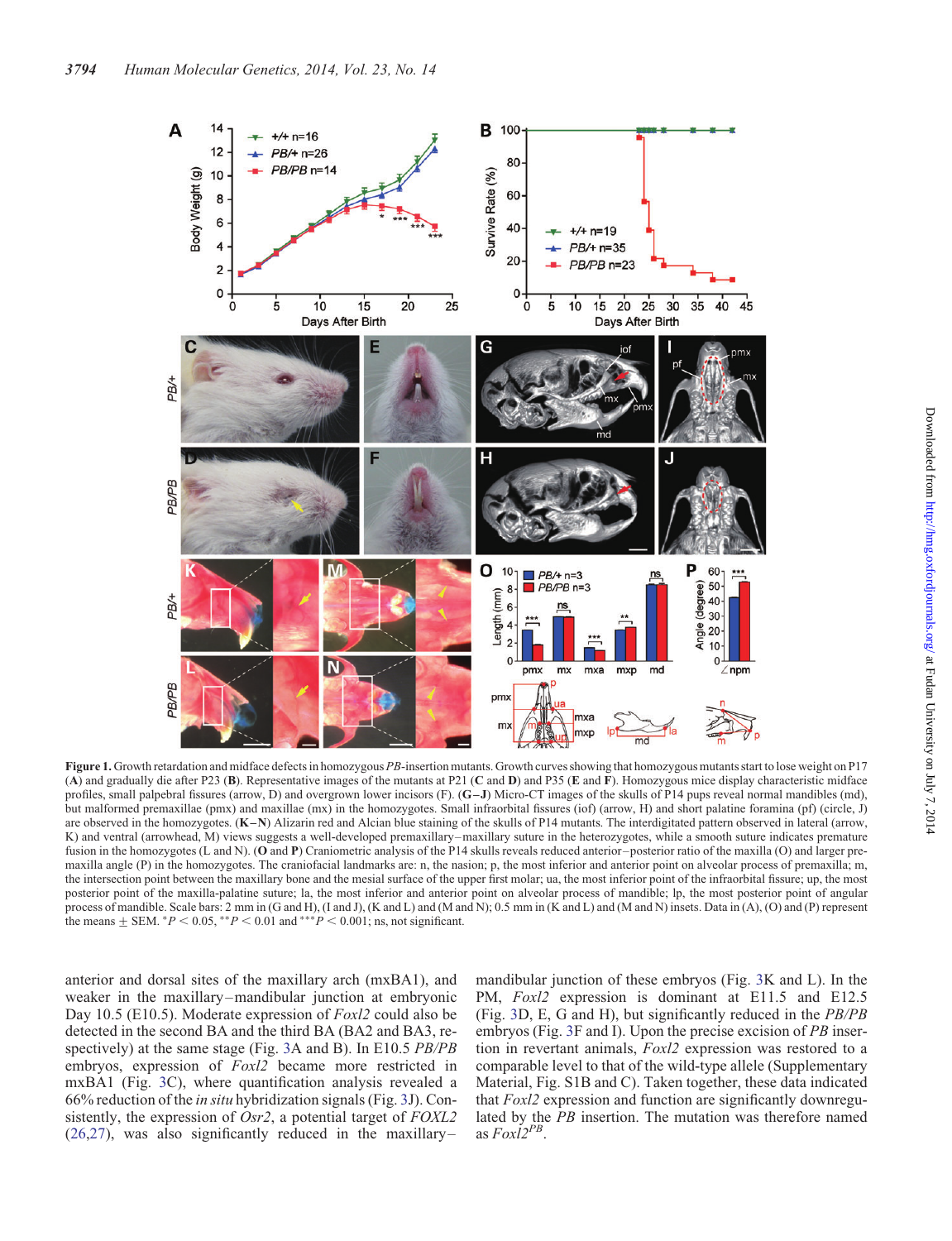**Figure 1.** Growth retardation and midface defects in homozygous *PB*-insertion mutants. Growth curves showing that homozygous mutants start to lose weight on P17 (**A**) and gradually die after P23 (**B**). Representative images of the mutants at P21 (**C** and **D**) and P35 (**E** and **F**). Homozygous mice display characteristic midface profiles, small palpebral fissures (arrow, D) and overgrown lower incisors (F). (**G–J**) Micro-CT images of the skulls of P14 pups reveal normal mandibles (md), but malformed premaxillae (pmx) and maxillae (mx) in the homozygotes. Small infraorbital fissures (iof) (arrow, H) and short palatine foramina (pf) (circle, J) are observed in the homozygotes. (**K–N**) Alizarin red and Alcian blue staining of the skulls of P14 mutants. The interdigitated pattern observed in lateral (arrow, K) and ventral (arrowhead, M) views suggests a well-developed premaxillary–maxillary suture in the heterozygotes, while a smooth suture indicates premature fusion in the homozygotes (L and N). (**O** and **P**) Craniometric analysis of the P14 skulls reveals reduced anterior–posterior ratio of the maxilla (O) and larger premaxilla angle (P) in the homozygotes. The craniofacial landmarks are: n, the nasion; p, the most inferior and anterior point on alveolar process of premaxilla; m, the intersection point between the maxillary bone and the mesial surface of the upper first molar; ua, the most inferior point of the infraorbital fissure; up, the most posterior point of the maxilla-palatine suture; la, the most inferior and anterior point on alveolar process of mandible; lp, the most posterior point of angular process of mandible. Scale bars: 2 mm in (G and H), (I and J), (K and L) and (M and N); 0.5 mm in (K and L) and (M and N) insets. Data in (A), (O) and (P) represent the means ± SEM. $^{*}P < 0.05$, $^{**}P < 0.01$ and $^{***}P < 0.001$; ns, not significant.

anterior and dorsal sites of the maxillary arch (mxBA1), and weaker in the maxillary–mandibular junction at embryonic Day 10.5 (E10.5). Moderate expression of *Foxl2* could also be detected in the second BA and the third BA (BA2 and BA3, respectively) at the same stage (Fig. 3A and B). In E10.5 *PB/PB* embryos, expression of *Foxl2* became more restricted in mxBA1 (Fig. 3C), where quantification analysis revealed a 66% reduction of the *in situ* hybridization signals (Fig. 3J). Consistently, the expression of *Osr2*, a potential target of *FOXL2* (26,27), was also significantly reduced in the maxillary–mandibular junction of these embryos (Fig. 3K and L). In the PM, *Foxl2* expression is dominant at E11.5 and E12.5 (Fig. 3D, E, G and H), but significantly reduced in the *PB/PB* embryos (Fig. 3F and I). Upon the precise excision of *PB* insertion in revertant animals, *Foxl2* expression was restored to a comparable level to that of the wild-type allele (Supplementary Material, Fig. S1B and C). Taken together, these data indicated that *Foxl2* expression and function are significantly downregulated by the *PB* insertion. The mutation was therefore named as *Foxl2*$^{PB}$.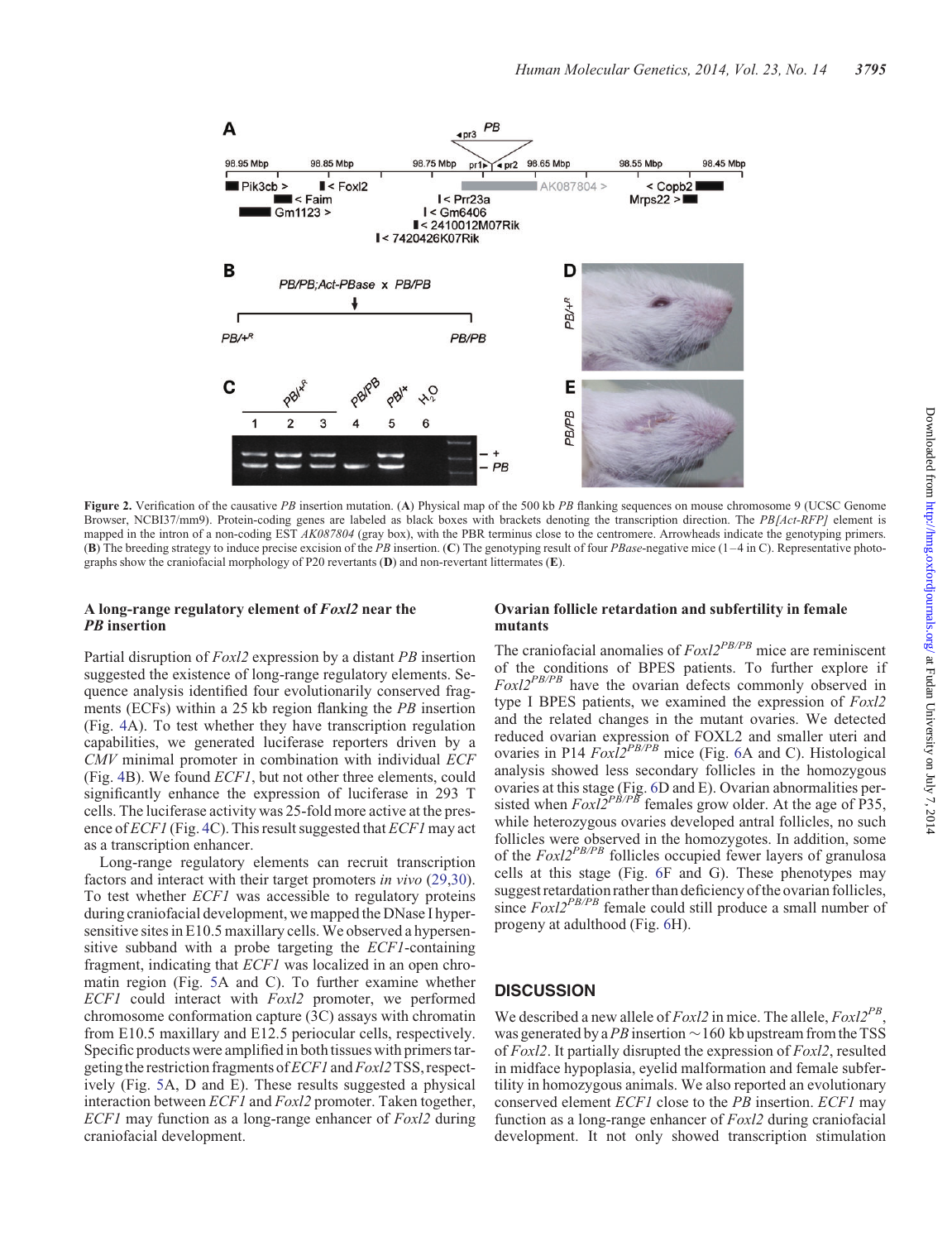Figure 2. Verification of the causative *PB* insertion mutation. (**A**) Physical map of the 500 kb *PB* flanking sequences on mouse chromosome 9 (UCSC Genome Browser, NCBI37/mm9). Protein-coding genes are labeled as black boxes with brackets denoting the transcription direction. The *PB[Act-RFP]* element is mapped in the intron of a non-coding EST *AK087804* (gray box), with the PBR terminus close to the centromere. Arrowheads indicate the genotyping primers. (**B**) The breeding strategy to induce precise excision of the *PB* insertion. (**C**) The genotyping result of four *PBase*-negative mice (1–4 in C). Representative photographs show the craniofacial morphology of P20 revertants (**D**) and non-revertant littermates (**E**).

### A long-range regulatory element of *Foxl2* near the *PB* insertion

Partial disruption of *Foxl2* expression by a distant *PB* insertion suggested the existence of long-range regulatory elements. Sequence analysis identified four evolutionarily conserved fragments (ECFs) within a 25 kb region flanking the *PB* insertion (Fig. 4A). To test whether they have transcription regulation capabilities, we generated luciferase reporters driven by a *CMV* minimal promoter in combination with individual *ECF* (Fig. 4B). We found *ECF1*, but not other three elements, could significantly enhance the expression of luciferase in 293 T cells. The luciferase activity was 25-fold more active at the presence of *ECF1* (Fig. 4C). This result suggested that *ECF1* may act as a transcription enhancer.

Long-range regulatory elements can recruit transcription factors and interact with their target promoters *in vivo* (29,30). To test whether *ECF1* was accessible to regulatory proteins during craniofacial development, we mapped the DNase I hypersensitive sites in E10.5 maxillary cells. We observed a hypersensitive subband with a probe targeting the *ECF1*-containing fragment, indicating that *ECF1* was localized in an open chromatin region (Fig. 5A and C). To further examine whether *ECF1* could interact with *Foxl2* promoter, we performed chromosome conformation capture (3C) assays with chromatin from E10.5 maxillary and E12.5 periocular cells, respectively. Specific products were amplified in both tissues with primers targeting the restriction fragments of *ECF1* and *Foxl2* TSS, respectively (Fig. 5A, D and E). These results suggested a physical interaction between *ECF1* and *Foxl2* promoter. Taken together, *ECF1* may function as a long-range enhancer of *Foxl2* during craniofacial development.

### Ovarian follicle retardation and subfertility in female mutants

The craniofacial anomalies of *Foxl2*$^{PB/PB}$ mice are reminiscent of the conditions of BPES patients. To further explore if *Foxl2*$^{PB/PB}$ have the ovarian defects commonly observed in type I BPES patients, we examined the expression of *Foxl2* and the related changes in the mutant ovaries. We detected reduced ovarian expression of FOXL2 and smaller uteri and ovaries in P14 *Foxl2*$^{PB/PB}$ mice (Fig. 6A and C). Histological analysis showed less secondary follicles in the homozygous ovaries at this stage (Fig. 6D and E). Ovarian abnormalities persisted when *Foxl2*$^{PB/PB}$ females grow older. At the age of P35, while heterozygous ovaries developed antral follicles, no such follicles were observed in the homozygotes. In addition, some of the *Foxl2*$^{PB/PB}$ follicles occupied fewer layers of granulosa cells at this stage (Fig. 6F and G). These phenotypes may suggest retardation rather than deficiency of the ovarian follicles, since *Foxl2*$^{PB/PB}$ female could still produce a small number of progeny at adulthood (Fig. 6H).

## DISCUSSION

We described a new allele of *Foxl2* in mice. The allele, *Foxl2*$^{PB}$, was generated by a *PB* insertion ~160 kb upstream from the TSS of *Foxl2*. It partially disrupted the expression of *Foxl2*, resulted in midface hypoplasia, eyelid malformation and female subfertility in homozygous animals. We also reported an evolutionary conserved element *ECF1* close to the *PB* insertion. *ECF1* may function as a long-range enhancer of *Foxl2* during craniofacial development. It not only showed transcription stimulation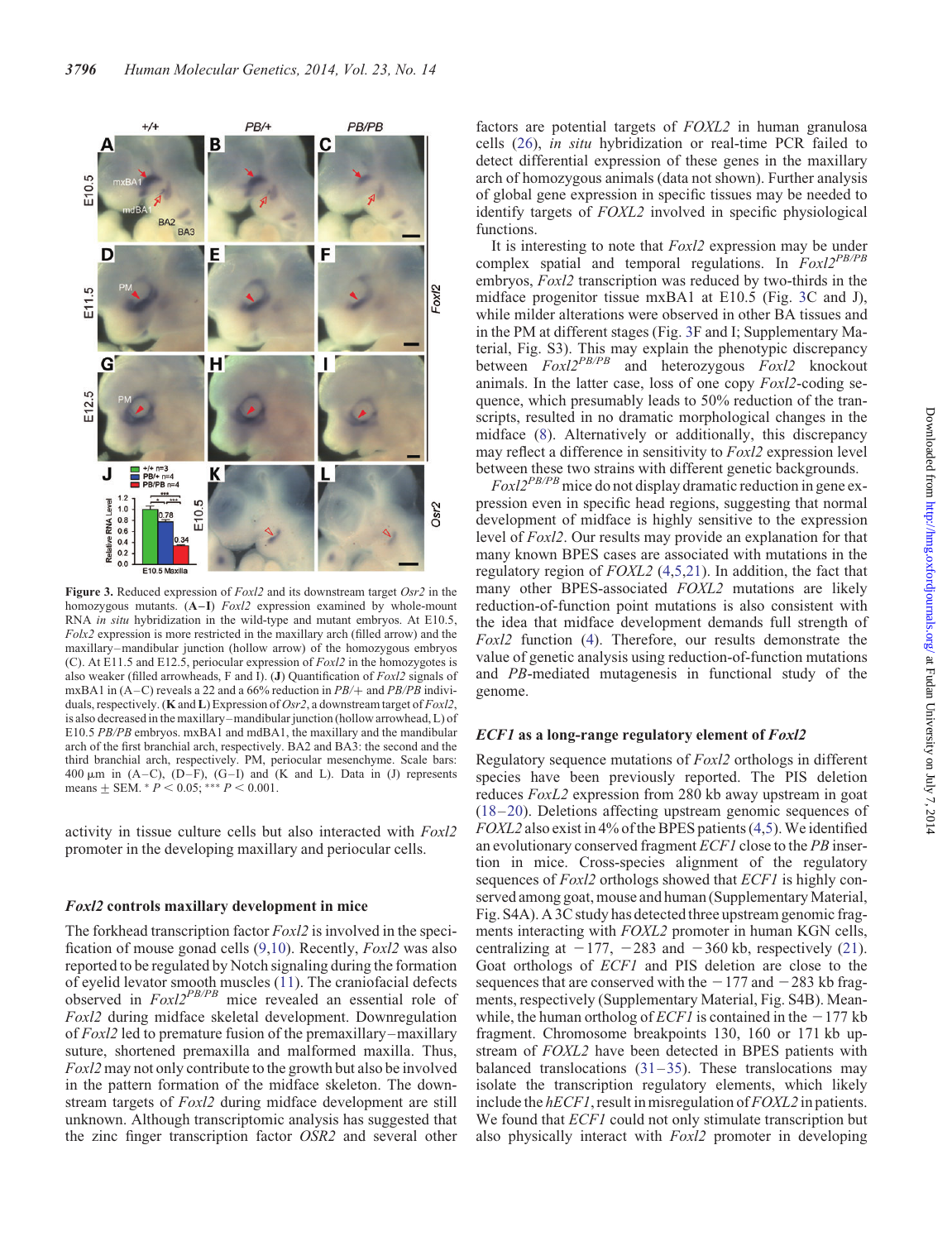**Figure 3.** Reduced expression of *Foxl2* and its downstream target *Osr2* in the homozygous mutants. (**A–I**) *Foxl2* expression examined by whole-mount RNA *in situ* hybridization in the wild-type and mutant embryos. At E10.5, *Folx2* expression is more restricted in the maxillary arch (filled arrow) and the maxillary–mandibular junction (hollow arrow) of the homozygous embryos (C). At E11.5 and E12.5, periocular expression of *Foxl2* in the homozygotes is also weaker (filled arrowheads, F and I). (**J**) Quantification of *Foxl2* signals of mxBA1 in (A–C) reveals a 22 and a 66% reduction in *PB/+* and *PB/PB* individuals, respectively. (**K** and **L**) Expression of *Osr2*, a downstream target of *Foxl2*, is also decreased in the maxillary–mandibular junction (hollow arrowhead, L) of E10.5 *PB/PB* embryos. mxBA1 and mdBA1, the maxillary and the mandibular arch of the first branchial arch, respectively. BA2 and BA3: the second and the third branchial arch, respectively. PM, periocular mesenchyme. Scale bars: 400 µm in (A–C), (D–F), (G–I) and (K and L). Data in (J) represents means ± SEM. * $P < 0.05$; *** $P < 0.001$.

activity in tissue culture cells but also interacted with *Foxl2* promoter in the developing maxillary and periocular cells.

### *Foxl2* controls maxillary development in mice

The forkhead transcription factor *Foxl2* is involved in the specification of mouse gonad cells (9,10). Recently, *Foxl2* was also reported to be regulated by Notch signaling during the formation of eyelid levator smooth muscles (11). The craniofacial defects observed in $Foxl2^{PB/PB}$ mice revealed an essential role of *Foxl2* during midface skeletal development. Downregulation of *Foxl2* led to premature fusion of the premaxillary–maxillary suture, shortened premaxilla and malformed maxilla. Thus, *Foxl2* may not only contribute to the growth but also be involved in the pattern formation of the midface skeleton. The downstream targets of *Foxl2* during midface development are still unknown. Although transcriptomic analysis has suggested that the zinc finger transcription factor *OSR2* and several other factors are potential targets of *FOXL2* in human granulosa cells (26), *in situ* hybridization or real-time PCR failed to detect differential expression of these genes in the maxillary arch of homozygous animals (data not shown). Further analysis of global gene expression in specific tissues may be needed to identify targets of *FOXL2* involved in specific physiological functions.

It is interesting to note that *Foxl2* expression may be under complex spatial and temporal regulations. In $Foxl2^{PB/PB}$ embryos, *Foxl2* transcription was reduced by two-thirds in the midface progenitor tissue mxBA1 at E10.5 (Fig. 3C and J), while milder alterations were observed in other BA tissues and in the PM at different stages (Fig. 3F and I; Supplementary Material, Fig. S3). This may explain the phenotypic discrepancy between $Foxl2^{PB/PB}$ and heterozygous *Foxl2* knockout animals. In the latter case, loss of one copy *Foxl2*-coding sequence, which presumably leads to 50% reduction of the transcripts, resulted in no dramatic morphological changes in the midface (8). Alternatively or additionally, this discrepancy may reflect a difference in sensitivity to *Foxl2* expression level between these two strains with different genetic backgrounds.

$Foxl2^{PB/PB}$ mice do not display dramatic reduction in gene expression even in specific head regions, suggesting that normal development of midface is highly sensitive to the expression level of *Foxl2*. Our results may provide an explanation for that many known BPES cases are associated with mutations in the regulatory region of *FOXL2* (4,5,21). In addition, the fact that many other BPES-associated *FOXL2* mutations are likely reduction-of-function point mutations is also consistent with the idea that midface development demands full strength of *Foxl2* function (4). Therefore, our results demonstrate the value of genetic analysis using reduction-of-function mutations and *PB*-mediated mutagenesis in functional study of the genome.

### *ECF1* as a long-range regulatory element of *Foxl2*

Regulatory sequence mutations of *Foxl2* orthologs in different species have been previously reported. The PIS deletion reduces *FoxL2* expression from 280 kb away upstream in goat (18–20). Deletions affecting upstream genomic sequences of *FOXL2* also exist in 4% of the BPES patients (4,5). We identified an evolutionary conserved fragment *ECF1* close to the *PB* insertion in mice. Cross-species alignment of the regulatory sequences of *Foxl2* orthologs showed that *ECF1* is highly conserved among goat, mouse and human (Supplementary Material, Fig. S4A). A 3C study has detected three upstream genomic fragments interacting with *FOXL2* promoter in human KGN cells, centralizing at −177, −283 and −360 kb, respectively (21). Goat orthologs of *ECF1* and PIS deletion are close to the sequences that are conserved with the −177 and −283 kb fragments, respectively (Supplementary Material, Fig. S4B). Meanwhile, the human ortholog of *ECF1* is contained in the −177 kb fragment. Chromosome breakpoints 130, 160 or 171 kb upstream of *FOXL2* have been detected in BPES patients with balanced translocations (31–35). These translocations may isolate the transcription regulatory elements, which likely include the *hECF1*, result in misregulation of *FOXL2* in patients. We found that *ECF1* could not only stimulate transcription but also physically interact with *Foxl2* promoter in developing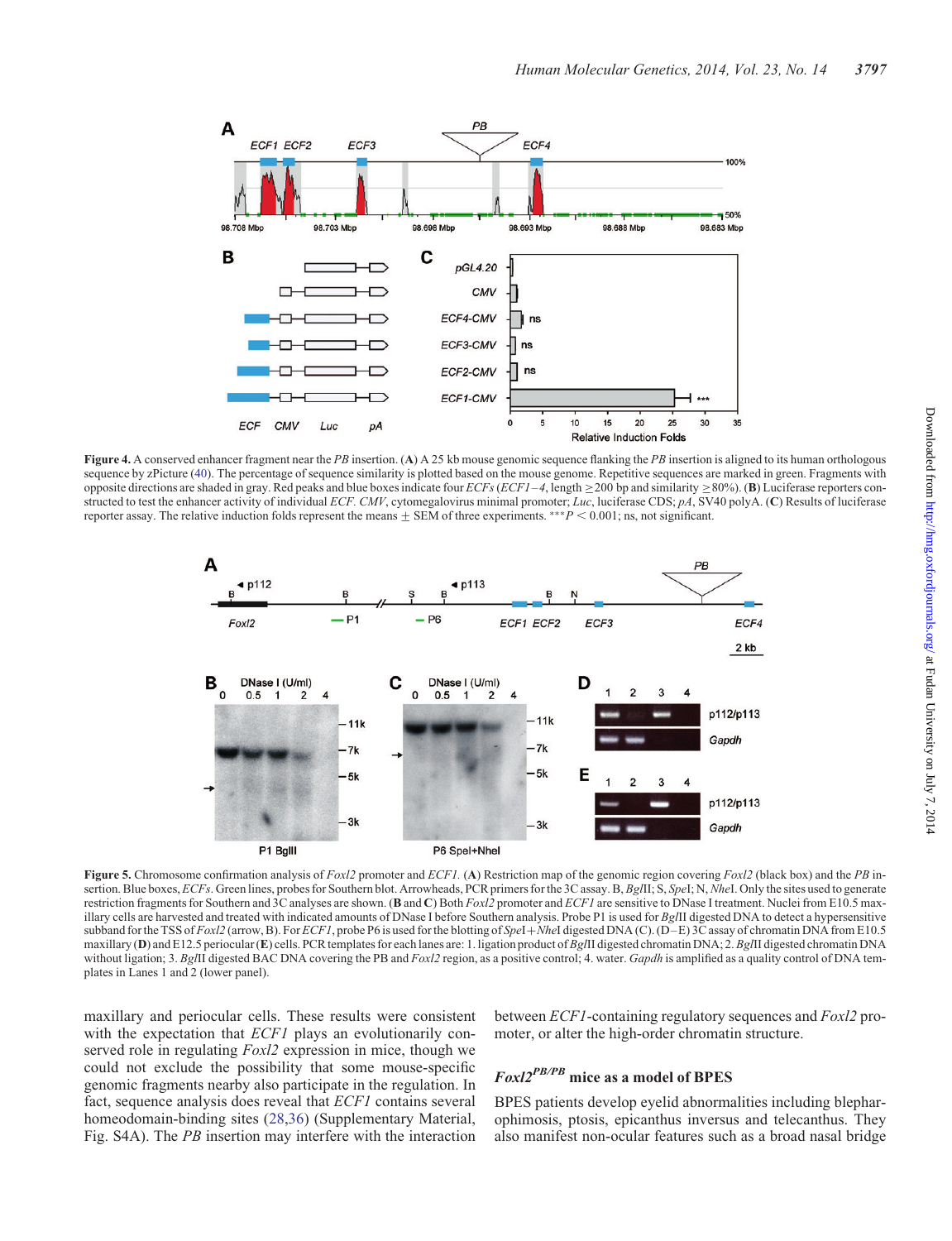**Figure 4.** A conserved enhancer fragment near the *PB* insertion. (**A**) A 25 kb mouse genomic sequence flanking the *PB* insertion is aligned to its human orthologous sequence by zPicture (40). The percentage of sequence similarity is plotted based on the mouse genome. Repetitive sequences are marked in green. Fragments with opposite directions are shaded in gray. Red peaks and blue boxes indicate four *ECFs* (*ECF1–4*, length ≥200 bp and similarity ≥80%). (**B**) Luciferase reporters constructed to test the enhancer activity of individual *ECF*. *CMV*, cytomegalovirus minimal promoter; *Luc*, luciferase CDS; *pA*, SV40 polyA. (**C**) Results of luciferase reporter assay. The relative induction folds represent the means ± SEM of three experiments. $^{***}P < 0.001$; ns, not significant.

**Figure 5.** Chromosome confirmation analysis of *Foxl2* promoter and *ECF1*. (**A**) Restriction map of the genomic region covering *Foxl2* (black box) and the *PB* insertion. Blue boxes, *ECFs*. Green lines, probes for Southern blot. Arrowheads, PCR primers for the 3C assay. B, *Bgl*II; S, *Spe*I; N, *Nhe*I. Only the sites used to generate restriction fragments for Southern and 3C analyses are shown. (**B** and **C**) Both *Foxl2* promoter and *ECF1* are sensitive to DNase I treatment. Nuclei from E10.5 maxillary cells are harvested and treated with indicated amounts of DNase I before Southern analysis. Probe P1 is used for *Bgl*II digested DNA to detect a hypersensitive subband for the TSS of *Foxl2* (arrow, B). For *ECF1*, probe P6 is used for the blotting of *Spe*I+*Nhe*I digested DNA (C). (D–E) 3C assay of chromatin DNA from E10.5 maxillary (**D**) and E12.5 periocular (**E**) cells. PCR templates for each lanes are: 1. ligation product of *Bgl*II digested chromatin DNA; 2. *Bgl*II digested chromatin DNA without ligation; 3. *Bgl*II digested BAC DNA covering the PB and *Foxl2* region, as a positive control; 4. water. *Gapdh* is amplified as a quality control of DNA templates in Lanes 1 and 2 (lower panel).

maxillary and periocular cells. These results were consistent with the expectation that *ECF1* plays an evolutionarily conserved role in regulating *Foxl2* expression in mice, though we could not exclude the possibility that some mouse-specific genomic fragments nearby also participate in the regulation. In fact, sequence analysis does reveal that *ECF1* contains several homeodomain-binding sites (28,36) (Supplementary Material, Fig. S4A). The *PB* insertion may interfere with the interaction between *ECF1*-containing regulatory sequences and *Foxl2* promoter, or alter the high-order chromatin structure.

## *Foxl2*$^{PB/PB}$ mice as a model of BPES

BPES patients develop eyelid abnormalities including blepharophimosis, ptosis, epicanthus inversus and telecanthus. They also manifest non-ocular features such as a broad nasal bridge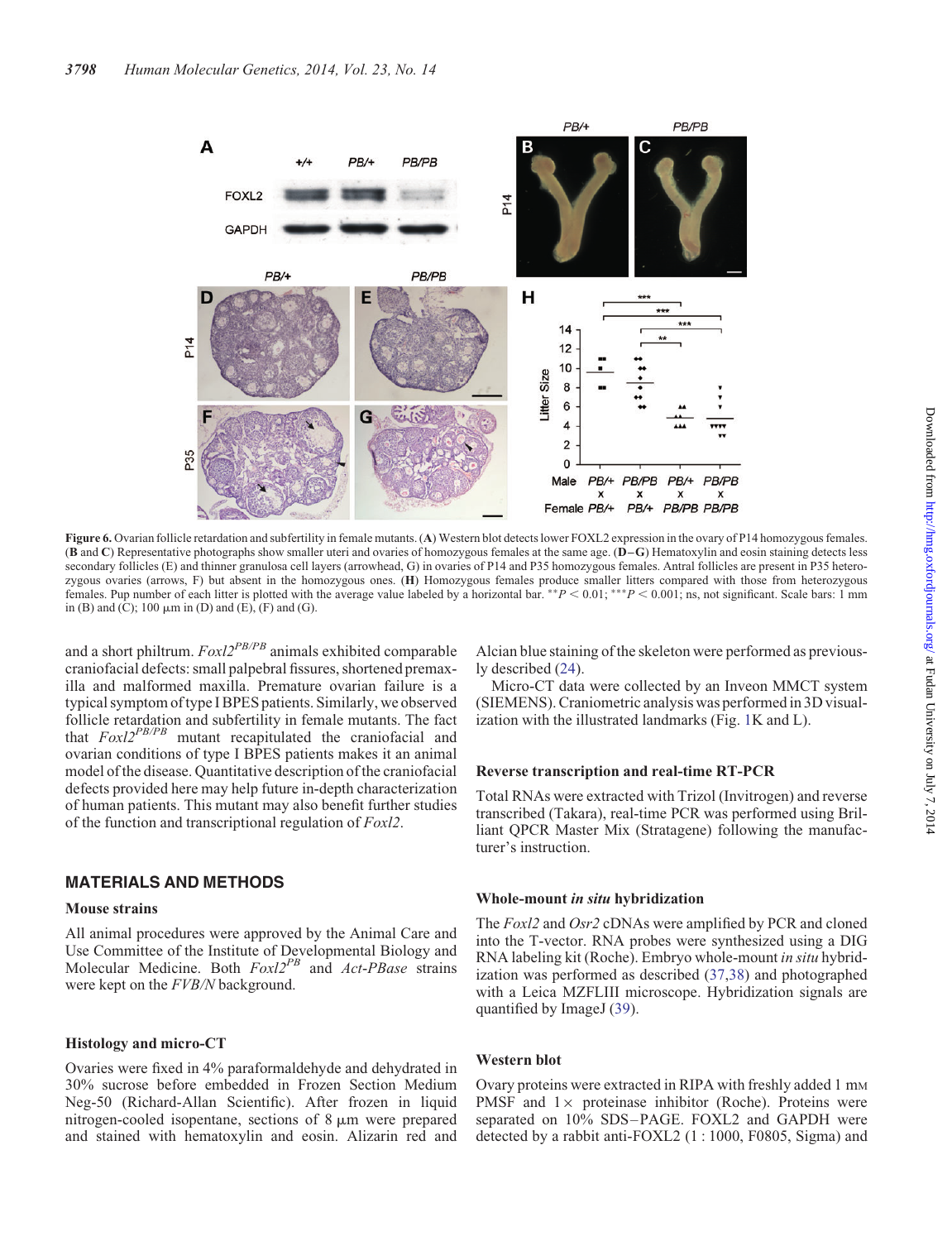**Figure 6.** Ovarian follicle retardation and subfertility in female mutants. (**A**) Western blot detects lower FOXL2 expression in the ovary of P14 homozygous females. (**B** and **C**) Representative photographs show smaller uteri and ovaries of homozygous females at the same age. (**D–G**) Hematoxylin and eosin staining detects less secondary follicles (E) and thinner granulosa cell layers (arrowhead, G) in ovaries of P14 and P35 homozygous females. Antral follicles are present in P35 heterozygous ovaries (arrows, F) but absent in the homozygous ones. (**H**) Homozygous females produce smaller litters compared with those from heterozygous females. Pup number of each litter is plotted with the average value labeled by a horizontal bar. $^{**}P < 0.01$; $^{***}P < 0.001$; ns, not significant. Scale bars: 1 mm in (B) and (C); 100 μm in (D) and (E), (F) and (G).

and a short philtrum. *Foxl2*$^{PB/PB}$ animals exhibited comparable craniofacial defects: small palpebral fissures, shortened premaxilla and malformed maxilla. Premature ovarian failure is a typical symptom of type I BPES patients. Similarly, we observed follicle retardation and subfertility in female mutants. The fact that *Foxl2*$^{PB/PB}$ mutant recapitulated the craniofacial and ovarian conditions of type I BPES patients makes it an animal model of the disease. Quantitative description of the craniofacial defects provided here may help future in-depth characterization of human patients. This mutant may also benefit further studies of the function and transcriptional regulation of *Foxl2*.

## MATERIALS AND METHODS

### Mouse strains

All animal procedures were approved by the Animal Care and Use Committee of the Institute of Developmental Biology and Molecular Medicine. Both *Foxl2*$^{PB}$ and *Act-PBase* strains were kept on the *FVB/N* background.

### Histology and micro-CT

Ovaries were fixed in 4% paraformaldehyde and dehydrated in 30% sucrose before embedded in Frozen Section Medium Neg-50 (Richard-Allan Scientific). After frozen in liquid nitrogen-cooled isopentane, sections of 8 μm were prepared and stained with hematoxylin and eosin. Alizarin red and Alcian blue staining of the skeleton were performed as previously described (24).

Micro-CT data were collected by an Inveon MMCT system (SIEMENS). Craniometric analysis was performed in 3D visualization with the illustrated landmarks (Fig. 1K and L).

### Reverse transcription and real-time RT-PCR

Total RNAs were extracted with Trizol (Invitrogen) and reverse transcribed (Takara), real-time PCR was performed using Brilliant QPCR Master Mix (Stratagene) following the manufacturer's instruction.

### Whole-mount *in situ* hybridization

The *Foxl2* and *Osr2* cDNAs were amplified by PCR and cloned into the T-vector. RNA probes were synthesized using a DIG RNA labeling kit (Roche). Embryo whole-mount *in situ* hybridization was performed as described (37,38) and photographed with a Leica MZFLIII microscope. Hybridization signals are quantified by ImageJ (39).

### Western blot

Ovary proteins were extracted in RIPA with freshly added 1 mM PMSF and 1× proteinase inhibitor (Roche). Proteins were separated on 10% SDS–PAGE. FOXL2 and GAPDH were detected by a rabbit anti-FOXL2 (1 : 1000, F0805, Sigma) and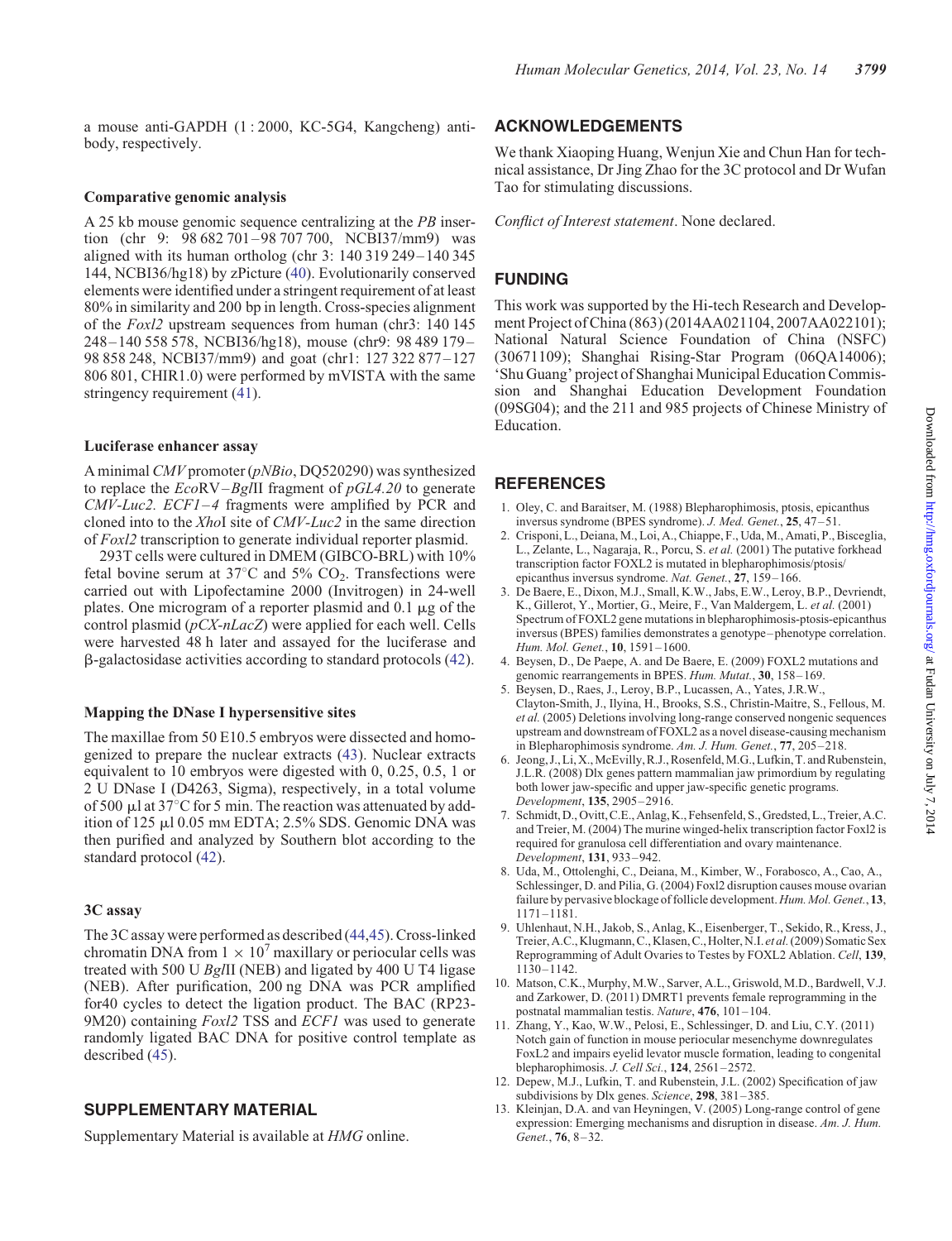a mouse anti-GAPDH (1 : 2000, KC-5G4, Kangcheng) antibody, respectively.

### Comparative genomic analysis

A 25 kb mouse genomic sequence centralizing at the *PB* insertion (chr 9: 98 682 701–98 707 700, NCBI37/mm9) was aligned with its human ortholog (chr 3: 140 319 249–140 345 144, NCBI36/hg18) by zPicture (40). Evolutionarily conserved elements were identified under a stringent requirement of at least 80% in similarity and 200 bp in length. Cross-species alignment of the *Foxl2* upstream sequences from human (chr3: 140 145 248–140 558 578, NCBI36/hg18), mouse (chr9: 98 489 179–98 858 248, NCBI37/mm9) and goat (chr1: 127 322 877–127 806 801, CHIR1.0) were performed by mVISTA with the same stringency requirement (41).

### Luciferase enhancer assay

A minimal *CMV* promoter (*pNBio*, DQ520290) was synthesized to replace the *Eco*RV–*Bgl*II fragment of *pGL4.20* to generate *CMV-Luc2*. *ECF1–4* fragments were amplified by PCR and cloned into to the *Xho*I site of *CMV-Luc2* in the same direction of *Foxl2* transcription to generate individual reporter plasmid.

293T cells were cultured in DMEM (GIBCO-BRL) with 10% fetal bovine serum at 37°C and 5% $CO_2$. Transfections were carried out with Lipofectamine 2000 (Invitrogen) in 24-well plates. One microgram of a reporter plasmid and 0.1 µg of the control plasmid (*pCX-nLacZ*) were applied for each well. Cells were harvested 48 h later and assayed for the luciferase and β-galactosidase activities according to standard protocols (42).

### Mapping the DNase I hypersensitive sites

The maxillae from 50 E10.5 embryos were dissected and homogenized to prepare the nuclear extracts (43). Nuclear extracts equivalent to 10 embryos were digested with 0, 0.25, 0.5, 1 or 2 U DNase I (D4263, Sigma), respectively, in a total volume of 500 µl at 37°C for 5 min. The reaction was attenuated by addition of 125 µl 0.05 mM EDTA; 2.5% SDS. Genomic DNA was then purified and analyzed by Southern blot according to the standard protocol (42).

### 3C assay

The 3C assay were performed as described (44,45). Cross-linked chromatin DNA from $1 \times 10^7$ maxillary or periocular cells was treated with 500 U *Bgl*II (NEB) and ligated by 400 U T4 ligase (NEB). After purification, 200 ng DNA was PCR amplified for40 cycles to detect the ligation product. The BAC (RP23-9M20) containing *Foxl2* TSS and *ECF1* was used to generate randomly ligated BAC DNA for positive control template as described (45).

## SUPPLEMENTARY MATERIAL

Supplementary Material is available at *HMG* online.

## ACKNOWLEDGEMENTS

We thank Xiaoping Huang, Wenjun Xie and Chun Han for technical assistance, Dr Jing Zhao for the 3C protocol and Dr Wufan Tao for stimulating discussions.

*Conflict of Interest statement*. None declared.

## FUNDING

This work was supported by the Hi-tech Research and Development Project of China (863) (2014AA021104, 2007AA022101); National Natural Science Foundation of China (NSFC) (30671109); Shanghai Rising-Star Program (06QA14006); 'Shu Guang' project of Shanghai Municipal Education Commission and Shanghai Education Development Foundation (09SG04); and the 211 and 985 projects of Chinese Ministry of Education.

## REFERENCES

1. Oley, C. and Baraitser, M. (1988) Blepharophimosis, ptosis, epicanthus inversus syndrome (BPES syndrome). *J. Med. Genet.*, **25**, 47–51.
2. Crisponi, L., Deiana, M., Loi, A., Chiappe, F., Uda, M., Amati, P., Bisceglia, L., Zelante, L., Nagaraja, R., Porcu, S. *et al.* (2001) The putative forkhead transcription factor FOXL2 is mutated in blepharophimosis/ptosis/epicanthus inversus syndrome. *Nat. Genet.*, **27**, 159–166.
3. De Baere, E., Dixon, M.J., Small, K.W., Jabs, E.W., Leroy, B.P., Devriendt, K., Gillerot, Y., Mortier, G., Meire, F., Van Maldergem, L. *et al.* (2001) Spectrum of FOXL2 gene mutations in blepharophimosis-ptosis-epicanthus inversus (BPES) families demonstrates a genotype–phenotype correlation. *Hum. Mol. Genet.*, **10**, 1591–1600.
4. Beysen, D., De Paepe, A. and De Baere, E. (2009) FOXL2 mutations and genomic rearrangements in BPES. *Hum. Mutat.*, **30**, 158–169.
5. Beysen, D., Raes, J., Leroy, B.P., Lucassen, A., Yates, J.R.W., Clayton-Smith, J., Ilyina, H., Brooks, S.S., Christin-Maitre, S., Fellous, M. *et al.* (2005) Deletions involving long-range conserved nongenic sequences upstream and downstream of FOXL2 as a novel disease-causing mechanism in Blepharophimosis syndrome. *Am. J. Hum. Genet.*, **77**, 205–218.
6. Jeong, J., Li, X., McEvilly, R.J., Rosenfeld, M.G., Lufkin, T. and Rubenstein, J.L.R. (2008) Dlx genes pattern mammalian jaw primordium by regulating both lower jaw-specific and upper jaw-specific genetic programs. *Development*, **135**, 2905–2916.
7. Schmidt, D., Ovitt, C.E., Anlag, K., Fehsenfeld, S., Gredsted, L., Treier, A.C. and Treier, M. (2004) The murine winged-helix transcription factor Foxl2 is required for granulosa cell differentiation and ovary maintenance. *Development*, **131**, 933–942.
8. Uda, M., Ottolenghi, C., Deiana, M., Kimber, W., Forabosco, A., Cao, A., Schlessinger, D. and Pilia, G. (2004) Foxl2 disruption causes mouse ovarian failure by pervasive blockage of follicle development. *Hum. Mol. Genet.*, **13**, 1171–1181.
9. Uhlenhaut, N.H., Jakob, S., Anlag, K., Eisenberger, T., Sekido, R., Kress, J., Treier, A.C., Klugmann, C., Klasen, C., Holter, N.I. *et al.* (2009) Somatic Sex Reprogramming of Adult Ovaries to Testes by FOXL2 Ablation. *Cell*, **139**, 1130–1142.
10. Matson, C.K., Murphy, M.W., Sarver, A.L., Griswold, M.D., Bardwell, V.J. and Zarkower, D. (2011) DMRT1 prevents female reprogramming in the postnatal mammalian testis. *Nature*, **476**, 101–104.
11. Zhang, Y., Kao, W.W., Pelosi, E., Schlessinger, D. and Liu, C.Y. (2011) Notch gain of function in mouse periocular mesenchyme downregulates FoxL2 and impairs eyelid levator muscle formation, leading to congenital blepharophimosis. *J. Cell Sci.*, **124**, 2561–2572.
12. Depew, M.J., Lufkin, T. and Rubenstein, J.L. (2002) Specification of jaw subdivisions by Dlx genes. *Science*, **298**, 381–385.
13. Kleinjan, D.A. and van Heyningen, V. (2005) Long-range control of gene expression: Emerging mechanisms and disruption in disease. *Am. J. Hum. Genet.*, **76**, 8–32.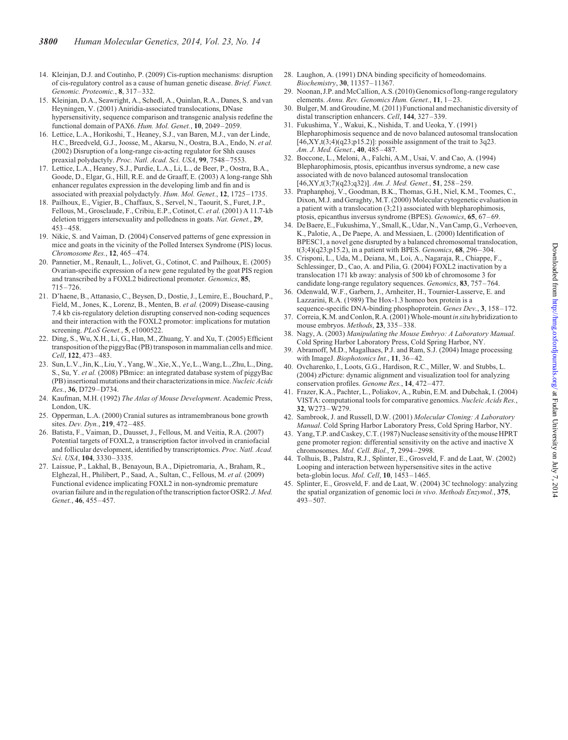14. Kleinjan, D.J. and Coutinho, P. (2009) Cis-ruption mechanisms: disruption of cis-regulatory control as a cause of human genetic disease. *Brief. Funct. Genomic. Proteomic.*, **8**, 317–332.
15. Kleinjan, D.A., Seawright, A., Schedl, A., Quinlan, R.A., Danes, S. and van Heyningen, V. (2001) Aniridia-associated translocations, DNase hypersensitivity, sequence comparison and transgenic analysis redefine the functional domain of PAX6. *Hum. Mol. Genet.*, **10**, 2049–2059.
16. Lettice, L.A., Horikoshi, T., Heaney, S.J., van Baren, M.J., van der Linde, H.C., Breedveld, G.J., Joosse, M., Akarsu, N., Oostra, B.A., Endo, N. *et al.* (2002) Disruption of a long-range cis-acting regulator for Shh causes preaxial polydactyly. *Proc. Natl. Acad. Sci. USA*, **99**, 7548–7553.
17. Lettice, L.A., Heaney, S.J., Purdie, L.A., Li, L., de Beer, P., Oostra, B.A., Goode, D., Elgar, G., Hill, R.E. and de Graaff, E. (2003) A long-range Shh enhancer regulates expression in the developing limb and fin and is associated with preaxial polydactyly. *Hum. Mol. Genet.*, **12**, 1725–1735.
18. Pailhoux, E., Vigier, B., Chaffaux, S., Servel, N., Taourit, S., Furet, J.P., Fellous, M., Grosclaude, F., Cribiu, E.P., Cotinot, C. *et al.* (2001) A 11.7-kb deletion triggers intersexuality and polledness in goats. *Nat. Genet.*, **29**, 453–458.
19. Nikic, S. and Vaiman, D. (2004) Conserved patterns of gene expression in mice and goats in the vicinity of the Polled Intersex Syndrome (PIS) locus. *Chromosome Res.*, **12**, 465–474.
20. Pannetier, M., Renault, L., Jolivet, G., Cotinot, C. and Pailhoux, E. (2005) Ovarian-specific expression of a new gene regulated by the goat PIS region and transcribed by a FOXL2 bidirectional promoter. *Genomics*, **85**, 715–726.
21. D'haene, B., Attanasio, C., Beysen, D., Dostie, J., Lemire, E., Bouchard, P., Field, M., Jones, K., Lorenz, B., Menten, B. *et al.* (2009) Disease-causing 7.4 kb cis-regulatory deletion disrupting conserved non-coding sequences and their interaction with the FOXL2 promotor: implications for mutation screening. *PLoS Genet.*, **5**, e1000522.
22. Ding, S., Wu, X.H., Li, G., Han, M., Zhuang, Y. and Xu, T. (2005) Efficient transposition of the piggyBac (PB) transposon in mammalian cells and mice. *Cell*, **122**, 473–483.
23. Sun, L.V., Jin, K., Liu, Y., Yang, W., Xie, X., Ye, L., Wang, L., Zhu, L., Ding, S., Su, Y. *et al.* (2008) PBmice: an integrated database system of piggyBac (PB) insertional mutations and their characterizations in mice. *Nucleic Acids Res.*, **36**, D729–D734.
24. Kaufman, M.H. (1992) *The Atlas of Mouse Development*. Academic Press, London, UK.
25. Opperman, L.A. (2000) Cranial sutures as intramembranous bone growth sites. *Dev. Dyn.*, **219**, 472–485.
26. Batista, F., Vaiman, D., Dausset, J., Fellous, M. and Veitia, R.A. (2007) Potential targets of FOXL2, a transcription factor involved in craniofacial and follicular development, identified by transcriptomics. *Proc. Natl. Acad. Sci. USA*, **104**, 3330–3335.
27. Laissue, P., Lakhal, B., Benayoun, B.A., Dipietromaria, A., Braham, R., Elghezal, H., Philibert, P., Saad, A., Sultan, C., Fellous, M. *et al.* (2009) Functional evidence implicating FOXL2 in non-syndromic premature ovarian failure and in the regulation of the transcription factor OSR2. *J. Med. Genet.*, **46**, 455–457.
28. Laughon, A. (1991) DNA binding specificity of homeodomains. *Biochemistry*, **30**, 11357–11367.
29. Noonan, J.P. and McCallion, A.S. (2010) Genomics of long-range regulatory elements. *Annu. Rev. Genomics Hum. Genet.*, **11**, 1–23.
30. Bulger, M. and Groudine, M. (2011) Functional and mechanistic diversity of distal transcription enhancers. *Cell*, **144**, 327–339.
31. Fukushima, Y., Wakui, K., Nishida, T. and Ueoka, Y. (1991) Blepharophimosis sequence and de novo balanced autosomal translocation [46,XY,t(3;4)(q23;p15.2)]: possible assignment of the trait to 3q23. *Am. J. Med. Genet.*, **40**, 485–487.
32. Boccone, L., Meloni, A., Falchi, A.M., Usai, V. and Cao, A. (1994) Blepharophimosis, ptosis, epicanthus inversus syndrome, a new case associated with de novo balanced autosomal translocation [46,XY,t(3;7)(q23;q32)]. *Am. J. Med. Genet.*, **51**, 258–259.
33. Praphanphoj, V., Goodman, B.K., Thomas, G.H., Niel, K.M., Toomes, C., Dixon, M.J. and Geraghty, M.T. (2000) Molecular cytogenetic evaluation in a patient with a translocation (3;21) associated with blepharophimosis, ptosis, epicanthus inversus syndrome (BPES). *Genomics*, **65**, 67–69.
34. De Baere, E., Fukushima, Y., Small, K., Udar, N., Van Camp, G., Verhoeven, K., Palotie, A., De Paepe, A. and Messiaen, L. (2000) Identification of BPESC1, a novel gene disrupted by a balanced chromosomal translocation, t(3;4)(q23;p15.2), in a patient with BPES. *Genomics*, **68**, 296–304.
35. Crisponi, L., Uda, M., Deiana, M., Loi, A., Nagaraja, R., Chiappe, F., Schlessinger, D., Cao, A. and Pilia, G. (2004) FOXL2 inactivation by a translocation 171 kb away: analysis of 500 kb of chromosome 3 for candidate long-range regulatory sequences. *Genomics*, **83**, 757–764.
36. Odenwald, W.F., Garbern, J., Arnheiter, H., Tournier-Lasserve, E. and Lazzarini, R.A. (1989) The Hox-1.3 homeo box protein is a sequence-specific DNA-binding phosphoprotein. *Genes Dev.*, **3**, 158–172.
37. Correia, K.M. and Conlon, R.A. (2001) Whole-mount *in situ* hybridization to mouse embryos. *Methods*, **23**, 335–338.
38. Nagy, A. (2003) *Manipulating the Mouse Embryo: A Laboratory Manual*. Cold Spring Harbor Laboratory Press, Cold Spring Harbor, NY.
39. Abramoff, M.D., Magalhaes, P.J. and Ram, S.J. (2004) Image processing with ImageJ. *Biophotonics Int.*, **11**, 36–42.
40. Ovcharenko, I., Loots, G.G., Hardison, R.C., Miller, W. and Stubbs, L. (2004) zPicture: dynamic alignment and visualization tool for analyzing conservation profiles. *Genome Res.*, **14**, 472–477.
41. Frazer, K.A., Pachter, L., Poliakov, A., Rubin, E.M. and Dubchak, I. (2004) VISTA: computational tools for comparative genomics. *Nucleic Acids Res.*, **32**, W273–W279.
42. Sambrook, J. and Russell, D.W. (2001) *Molecular Cloning: A Laboratory Manual*. Cold Spring Harbor Laboratory Press, Cold Spring Harbor, NY.
43. Yang, T.P. and Caskey, C.T. (1987) Nuclease sensitivity of the mouse HPRT gene promoter region: differential sensitivity on the active and inactive X chromosomes. *Mol. Cell. Biol.*, **7**, 2994–2998.
44. Tolhuis, B., Palstra, R.J., Splinter, E., Grosveld, F. and de Laat, W. (2002) Looping and interaction between hypersensitive sites in the active beta-globin locus. *Mol. Cell*, **10**, 1453–1465.
45. Splinter, E., Grosveld, F. and de Laat, W. (2004) 3C technology: analyzing the spatial organization of genomic loci *in vivo*. *Methods Enzymol.*, **375**, 493–507.